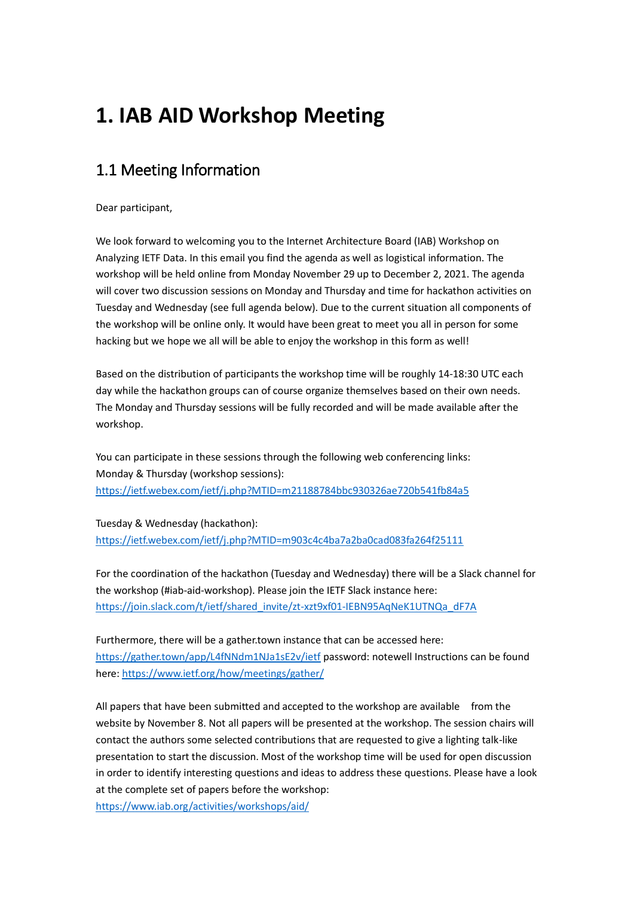# 1. IAB AID Workshop Meeting

## 1.1 Meeting Information

Dear participant,

We look forward to welcoming you to the Internet Architecture Board (IAB) Workshop on Analyzing IETF Data. In this email you find the agenda as well as logistical information. The workshop will be held online from Monday November 29 up to December 2, 2021. The agenda will cover two discussion sessions on Monday and Thursday and time for hackathon activities on Tuesday and Wednesday (see full agenda below). Due to the current situation all components of the workshop will be online only. It would have been great to meet you all in person for some hacking but we hope we all will be able to enjoy the workshop in this form as well!

Based on the distribution of participants the workshop time will be roughly 14-18:30 UTC each day while the hackathon groups can of course organize themselves based on their own needs. The Monday and Thursday sessions will be fully recorded and will be made available after the workshop.

You can participate in these sessions through the following web conferencing links:
Monday & Thursday (workshop sessions):
https://ietf.webex.com/ietf/j.php?MTID=m21188784bbc930326ae720b541fb84a5

Tuesday & Wednesday (hackathon):
https://ietf.webex.com/ietf/j.php?MTID=m903c4c4ba7a2ba0cad083fa264f25111

For the coordination of the hackathon (Tuesday and Wednesday) there will be a Slack channel for the workshop (#iab-aid-workshop). Please join the IETF Slack instance here:
https://join.slack.com/t/ietf/shared_invite/zt-xzt9xf01-IEBN95AqNeK1UTNQa_dF7A

Furthermore, there will be a gather.town instance that can be accessed here:
https://gather.town/app/L4fNNdm1NJa1sE2v/ietf password: notewell Instructions can be found here: https://www.ietf.org/how/meetings/gather/

All papers that have been submitted and accepted to the workshop are available from the website by November 8. Not all papers will be presented at the workshop. The session chairs will contact the authors some selected contributions that are requested to give a lighting talk-like presentation to start the discussion. Most of the workshop time will be used for open discussion in order to identify interesting questions and ideas to address these questions. Please have a look at the complete set of papers before the workshop:
https://www.iab.org/activities/workshops/aid/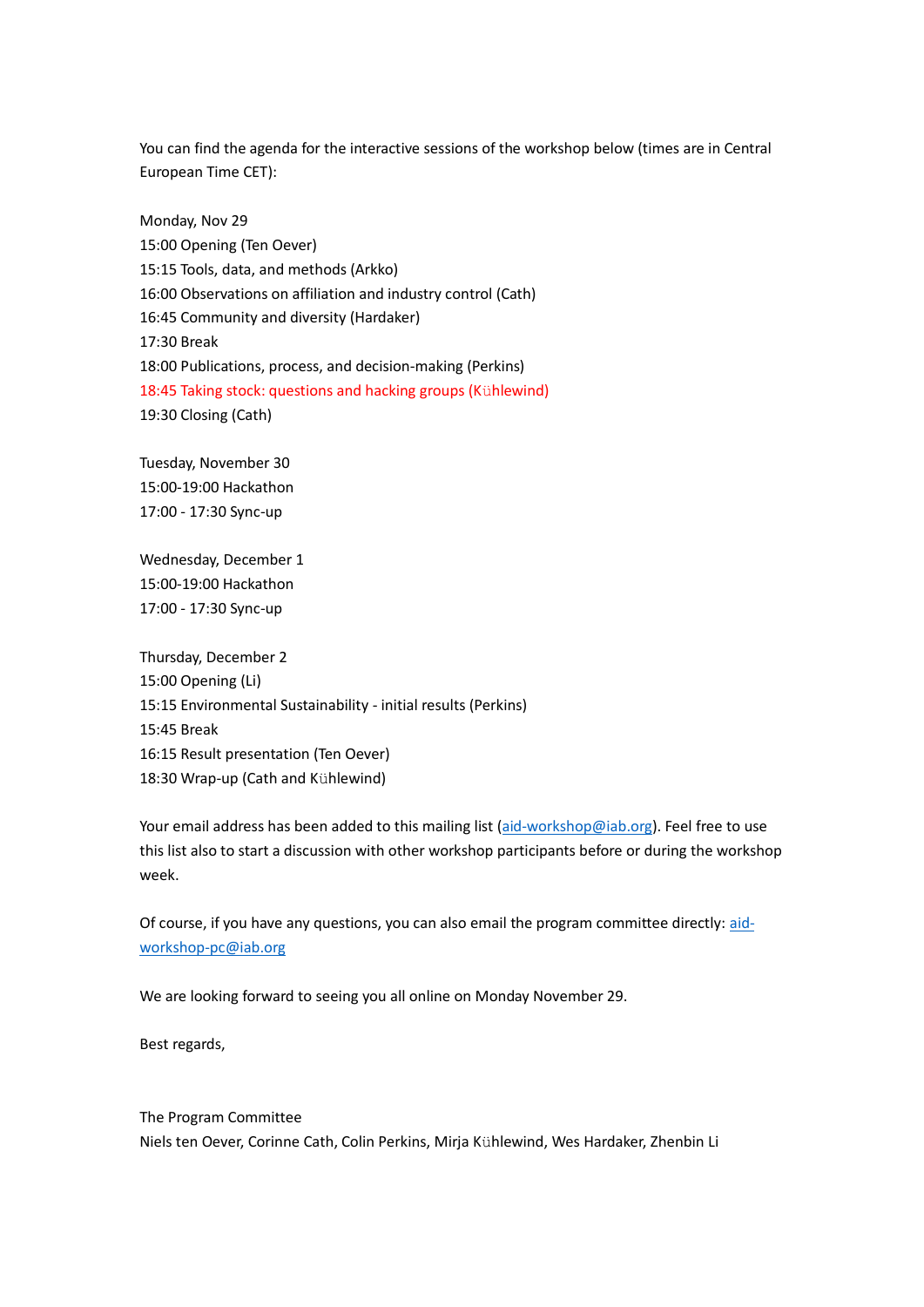You can find the agenda for the interactive sessions of the workshop below (times are in Central European Time CET):

Monday, Nov 29
15:00 Opening (Ten Oever)
15:15 Tools, data, and methods (Arkko)
16:00 Observations on affiliation and industry control (Cath)
16:45 Community and diversity (Hardaker)
17:30 Break
18:00 Publications, process, and decision-making (Perkins)
18:45 Taking stock: questions and hacking groups (Kühlewind)
19:30 Closing (Cath)

Tuesday, November 30
15:00-19:00 Hackathon
17:00 - 17:30 Sync-up

Wednesday, December 1
15:00-19:00 Hackathon
17:00 - 17:30 Sync-up

Thursday, December 2
15:00 Opening (Li)
15:15 Environmental Sustainability - initial results (Perkins)
15:45 Break
16:15 Result presentation (Ten Oever)
18:30 Wrap-up (Cath and Kühlewind)

Your email address has been added to this mailing list (aid-workshop@iab.org). Feel free to use this list also to start a discussion with other workshop participants before or during the workshop week.

Of course, if you have any questions, you can also email the program committee directly: aid-workshop-pc@iab.org

We are looking forward to seeing you all online on Monday November 29.

Best regards,

The Program Committee
Niels ten Oever, Corinne Cath, Colin Perkins, Mirja Kühlewind, Wes Hardaker, Zhenbin Li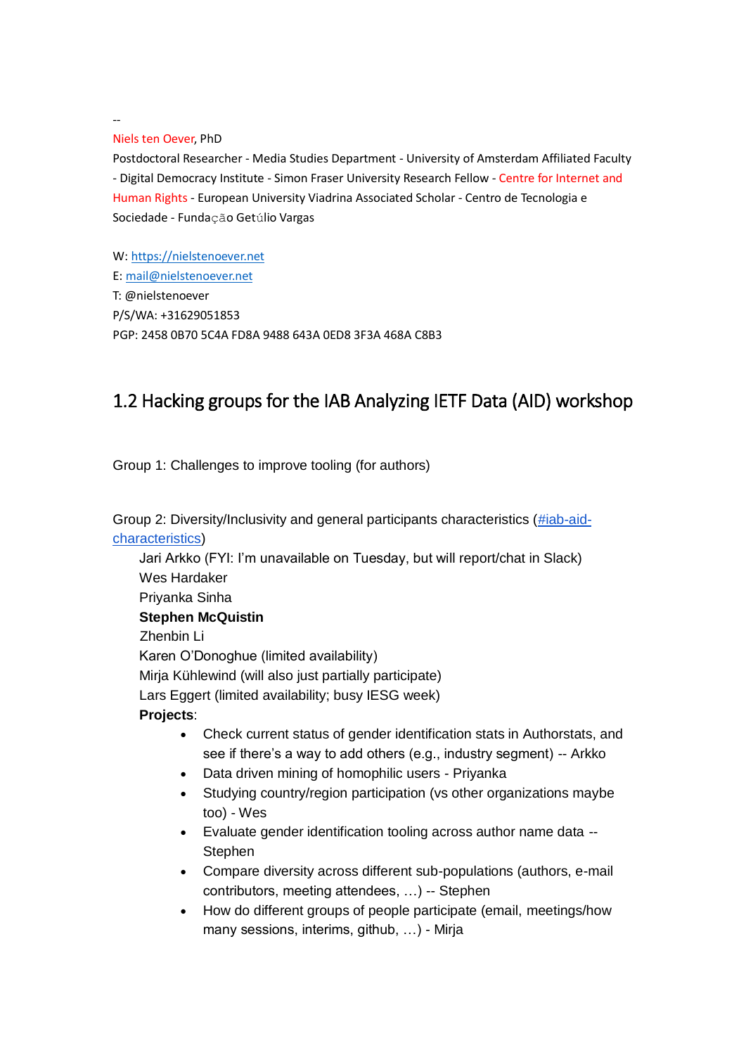--

Niels ten Oever, PhD

Postdoctoral Researcher - Media Studies Department - University of Amsterdam Affiliated Faculty - Digital Democracy Institute - Simon Fraser University Research Fellow - Centre for Internet and Human Rights - European University Viadrina Associated Scholar - Centro de Tecnologia e Sociedade - Fundação Getúlio Vargas

W: https://nielstenoever.net
E: mail@nielstenoever.net
T: @nielstenoever
P/S/WA: +31629051853
PGP: 2458 0B70 5C4A FD8A 9488 643A 0ED8 3F3A 468A C8B3

## 1.2 Hacking groups for the IAB Analyzing IETF Data (AID) workshop

Group 1: Challenges to improve tooling (for authors)

Group 2: Diversity/Inclusivity and general participants characteristics (#iab-aid-characteristics)

Jari Arkko (FYI: I'm unavailable on Tuesday, but will report/chat in Slack)
Wes Hardaker
Priyanka Sinha
**Stephen McQuistin**
Zhenbin Li
Karen O'Donoghue (limited availability)
Mirja Kühlewind (will also just partially participate)
Lars Eggert (limited availability; busy IESG week)

**Projects**:

- Check current status of gender identification stats in Authorstats, and see if there's a way to add others (e.g., industry segment) -- Arkko
- Data driven mining of homophilic users - Priyanka
- Studying country/region participation (vs other organizations maybe too) - Wes
- Evaluate gender identification tooling across author name data -- Stephen
- Compare diversity across different sub-populations (authors, e-mail contributors, meeting attendees, …) -- Stephen
- How do different groups of people participate (email, meetings/how many sessions, interims, github, …) - Mirja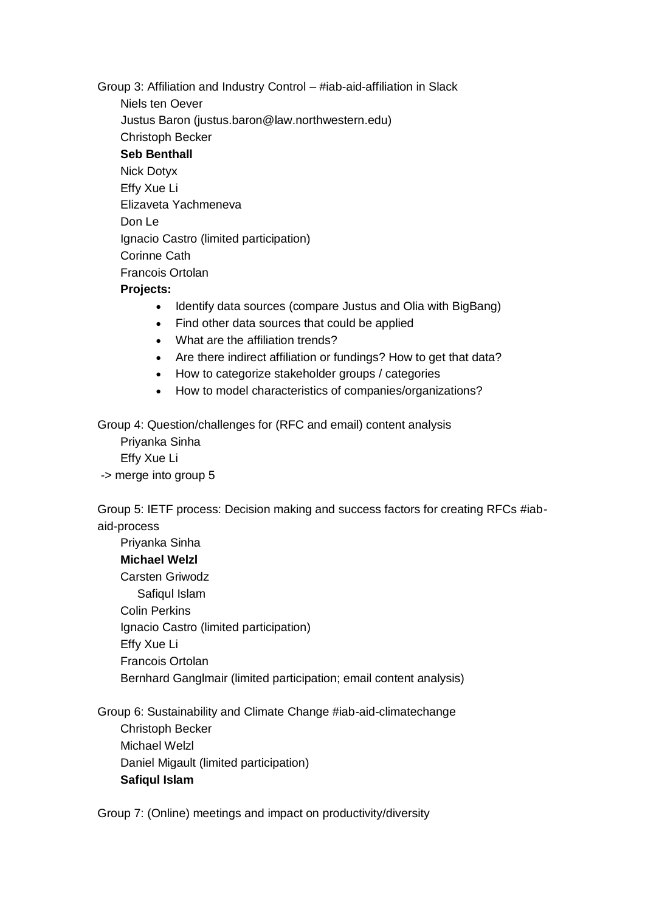Group 3: Affiliation and Industry Control – #iab-aid-affiliation in Slack

Niels ten Oever
Justus Baron (justus.baron@law.northwestern.edu)
Christoph Becker
**Seb Benthall**
Nick Dotyx
Effy Xue Li
Elizaveta Yachmeneva
Don Le
Ignacio Castro (limited participation)
Corinne Cath
Francois Ortolan

**Projects:**

- Identify data sources (compare Justus and Olia with BigBang)
- Find other data sources that could be applied
- What are the affiliation trends?
- Are there indirect affiliation or fundings? How to get that data?
- How to categorize stakeholder groups / categories
- How to model characteristics of companies/organizations?

Group 4: Question/challenges for (RFC and email) content analysis

Priyanka Sinha
Effy Xue Li

-> merge into group 5

Group 5: IETF process: Decision making and success factors for creating RFCs #iab-aid-process

Priyanka Sinha
**Michael Welzl**
Carsten Griwodz
Safiqul Islam
Colin Perkins
Ignacio Castro (limited participation)
Effy Xue Li
Francois Ortolan
Bernhard Ganglmair (limited participation; email content analysis)

Group 6: Sustainability and Climate Change #iab-aid-climatechange

Christoph Becker
Michael Welzl
Daniel Migault (limited participation)
**Safiqul Islam**

Group 7: (Online) meetings and impact on productivity/diversity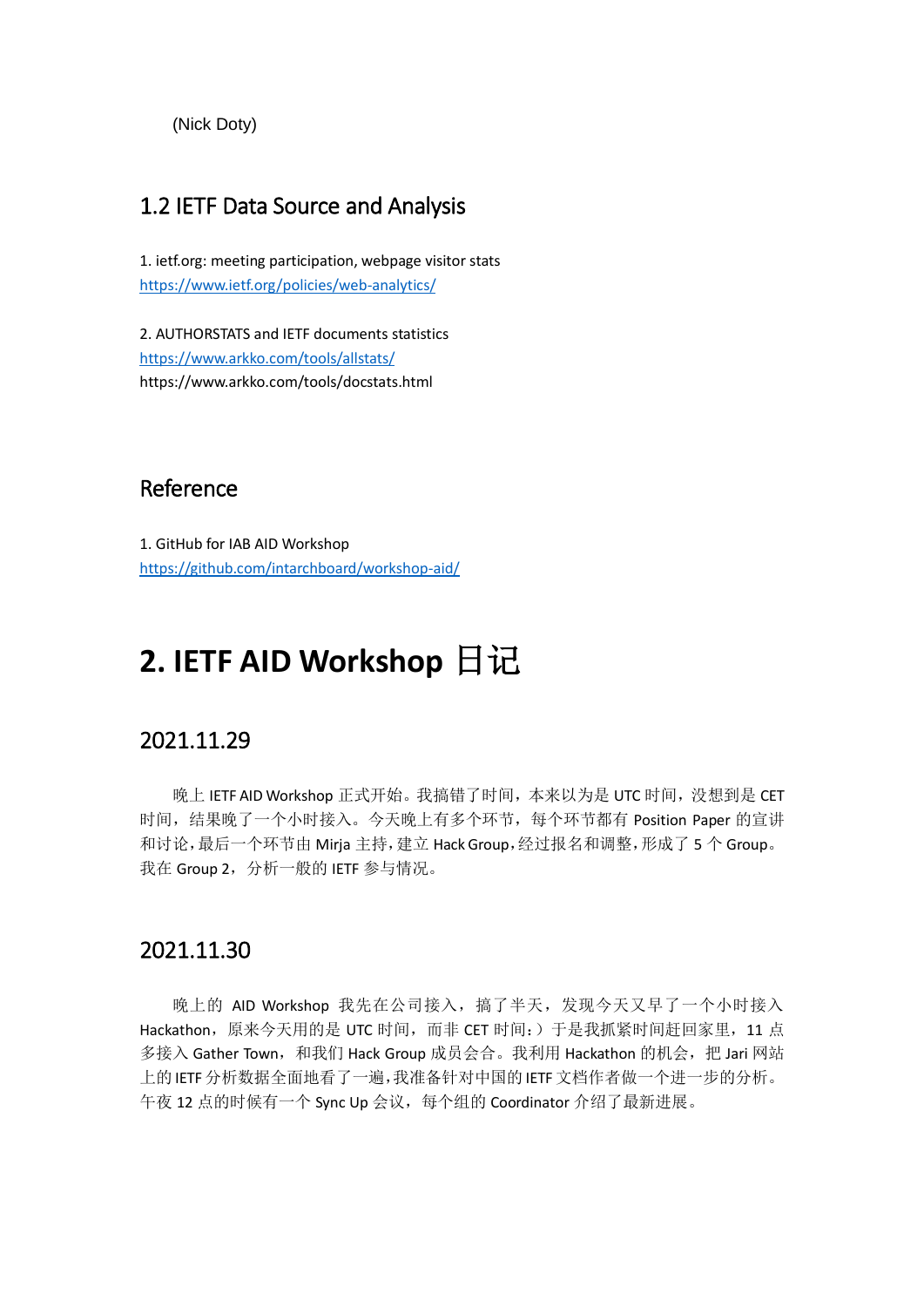(Nick Doty)

### 1.2 IETF Data Source and Analysis

1. ietf.org: meeting participation, webpage visitor stats
https://www.ietf.org/policies/web-analytics/

2. AUTHORSTATS and IETF documents statistics
https://www.arkko.com/tools/allstats/
https://www.arkko.com/tools/docstats.html

### Reference

1. GitHub for IAB AID Workshop
https://github.com/intarchboard/workshop-aid/

## 2. IETF AID Workshop 日记

### 2021.11.29

晚上 IETF AID Workshop 正式开始。我搞错了时间，本来以为是 UTC 时间，没想到是 CET 时间，结果晚了一个小时接入。今天晚上有多个环节，每个环节都有 Position Paper 的宣讲和讨论，最后一个环节由 Mirja 主持，建立 Hack Group，经过报名和调整，形成了 5 个 Group。我在 Group 2，分析一般的 IETF 参与情况。

### 2021.11.30

晚上的 AID Workshop 我先在公司接入，搞了半天，发现今天又早了一个小时接入 Hackathon，原来今天用的是 UTC 时间，而非 CET 时间：）于是我抓紧时间赶回家里，11 点多接入 Gather Town，和我们 Hack Group 成员会合。我利用 Hackathon 的机会，把 Jari 网站上的 IETF 分析数据全面地看了一遍，我准备针对中国的 IETF 文档作者做一个进一步的分析。午夜 12 点的时候有一个 Sync Up 会议，每个组的 Coordinator 介绍了最新进展。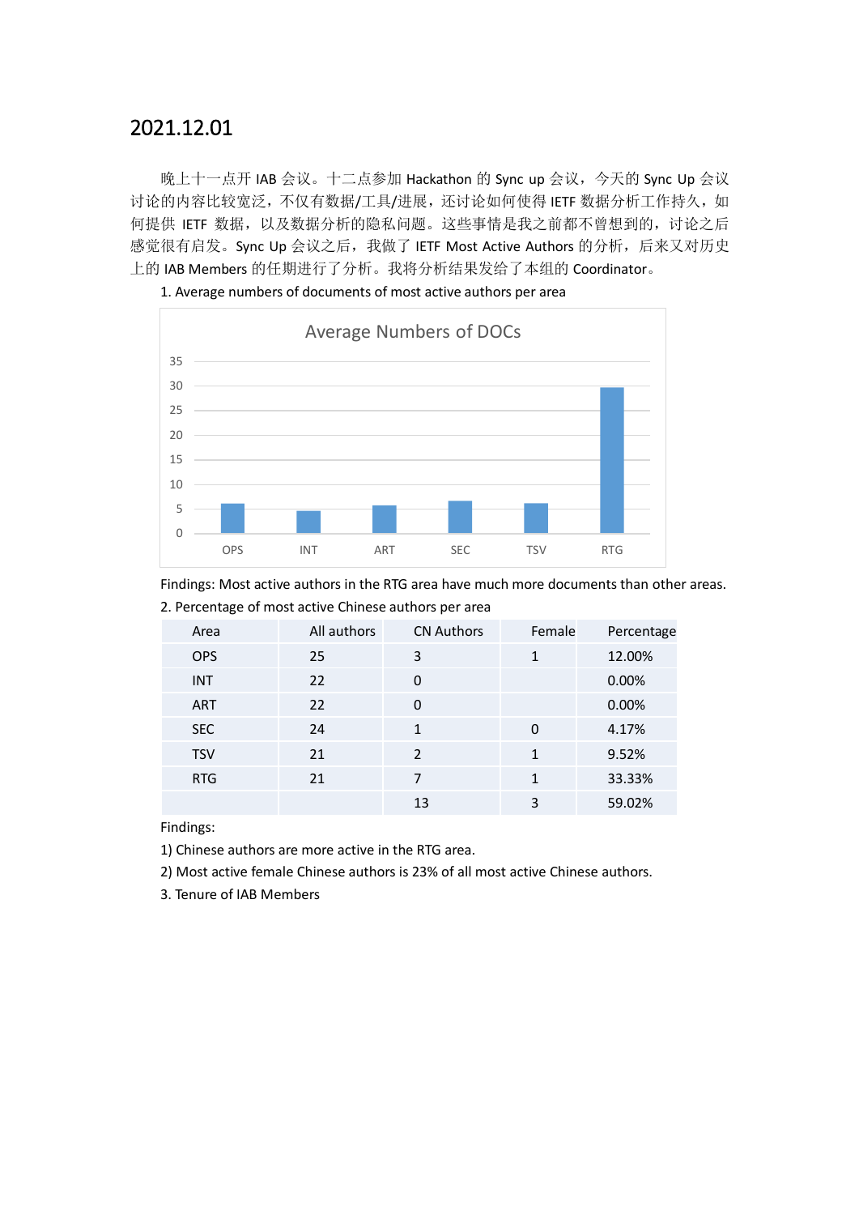# 2021.12.01

晚上十一点开 IAB 会议。十二点参加 Hackathon 的 Sync up 会议，今天的 Sync Up 会议讨论的内容比较宽泛，不仅有数据/工具/进展，还讨论如何使得 IETF 数据分析工作持久，如何提供 IETF 数据，以及数据分析的隐私问题。这些事情是我之前都不曾想到的，讨论之后感觉很有启发。Sync Up 会议之后，我做了 IETF Most Active Authors 的分析，后来又对历史上的 IAB Members 的任期进行了分析。我将分析结果发给了本组的 Coordinator。

1. Average numbers of documents of most active authors per area

Average Numbers of DOCs

| Area | Average Numbers of DOCs |
|---|---|
| OPS | ~6 |
| INT | ~4.5 |
| ART | ~5.5 |
| SEC | ~6.5 |
| TSV | ~6 |
| RTG | ~29.5 |

Findings: Most active authors in the RTG area have much more documents than other areas.

2. Percentage of most active Chinese authors per area

| Area | All authors | CN Authors | Female | Percentage |
|---|---|---|---|---|
| OPS | 25 | 3 | 1 | 12.00% |
| INT | 22 | 0 | | 0.00% |
| ART | 22 | 0 | | 0.00% |
| SEC | 24 | 1 | 0 | 4.17% |
| TSV | 21 | 2 | 1 | 9.52% |
| RTG | 21 | 7 | 1 | 33.33% |
| | | 13 | 3 | 59.02% |

Findings:

1) Chinese authors are more active in the RTG area.

2) Most active female Chinese authors is 23% of all most active Chinese authors.

3. Tenure of IAB Members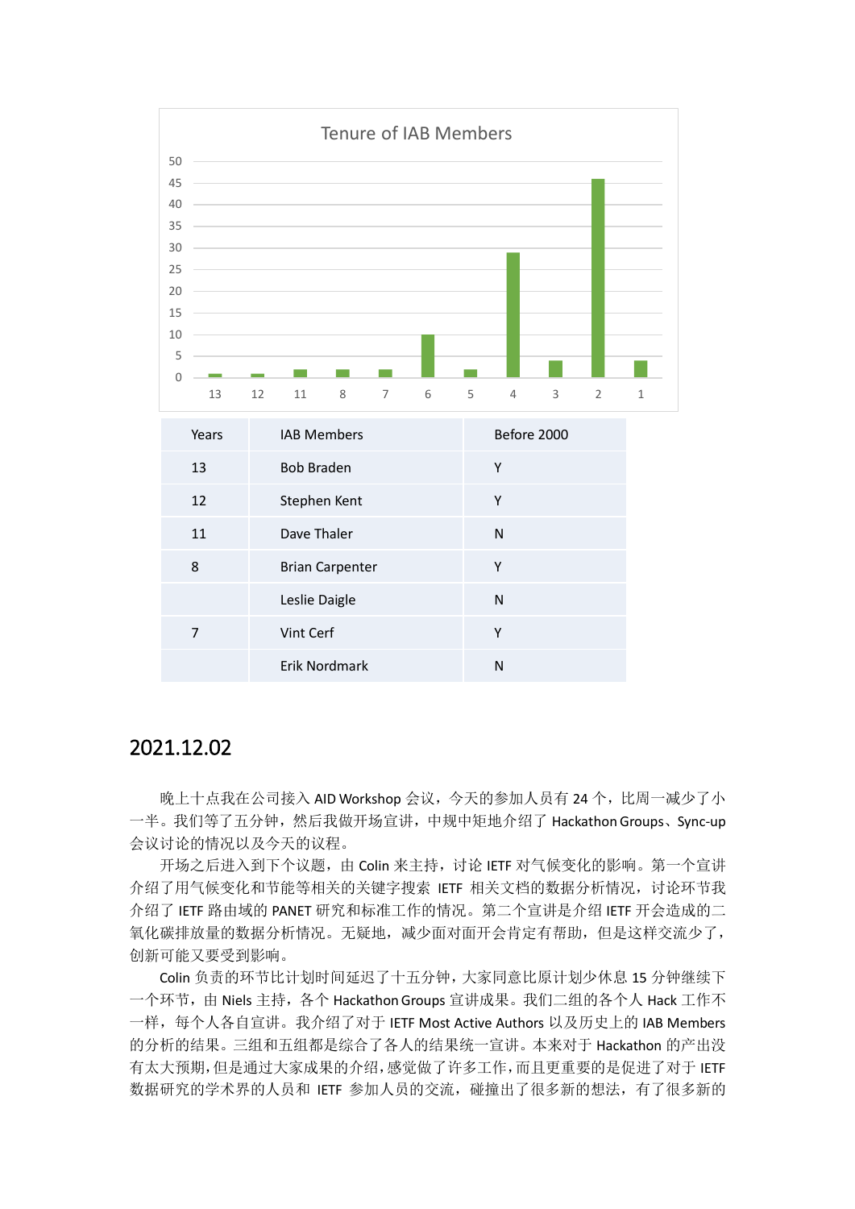Tenure of IAB Members

| Years | IAB Members | Before 2000 |
| --- | --- | --- |
| 13 | Bob Braden | Y |
| 12 | Stephen Kent | Y |
| 11 | Dave Thaler | N |
| 8 | Brian Carpenter | Y |
|  | Leslie Daigle | N |
| 7 | Vint Cerf | Y |
|  | Erik Nordmark | N |

## 2021.12.02

晚上十点我在公司接入 AID Workshop 会议，今天的参加人员有 24 个，比周一减少了小一半。我们等了五分钟，然后我做开场宣讲，中规中矩地介绍了 Hackathon Groups、Sync-up 会议讨论的情况以及今天的议程。

开场之后进入到下个议题，由 Colin 来主持，讨论 IETF 对气候变化的影响。第一个宣讲介绍了用气候变化和节能等相关的关键字搜索 IETF 相关文档的数据分析情况，讨论环节我介绍了 IETF 路由域的 PANET 研究和标准工作的情况。第二个宣讲是介绍 IETF 开会造成的二氧化碳排放量的数据分析情况。无疑地，减少面对面开会肯定有帮助，但是这样交流少了，创新可能又要受到影响。

Colin 负责的环节比计划时间延迟了十五分钟，大家同意比原计划少休息 15 分钟继续下一个环节，由 Niels 主持，各个 Hackathon Groups 宣讲成果。我们二组的各个人 Hack 工作不一样，每个人各自宣讲。我介绍了对于 IETF Most Active Authors 以及历史上的 IAB Members 的分析的结果。三组和五组都是综合了各人的结果统一宣讲。本来对于 Hackathon 的产出没有太大预期，但是通过大家成果的介绍，感觉做了许多工作，而且更重要的是促进了对于 IETF 数据研究的学术界的人员和 IETF 参加人员的交流，碰撞出了很多新的想法，有了很多新的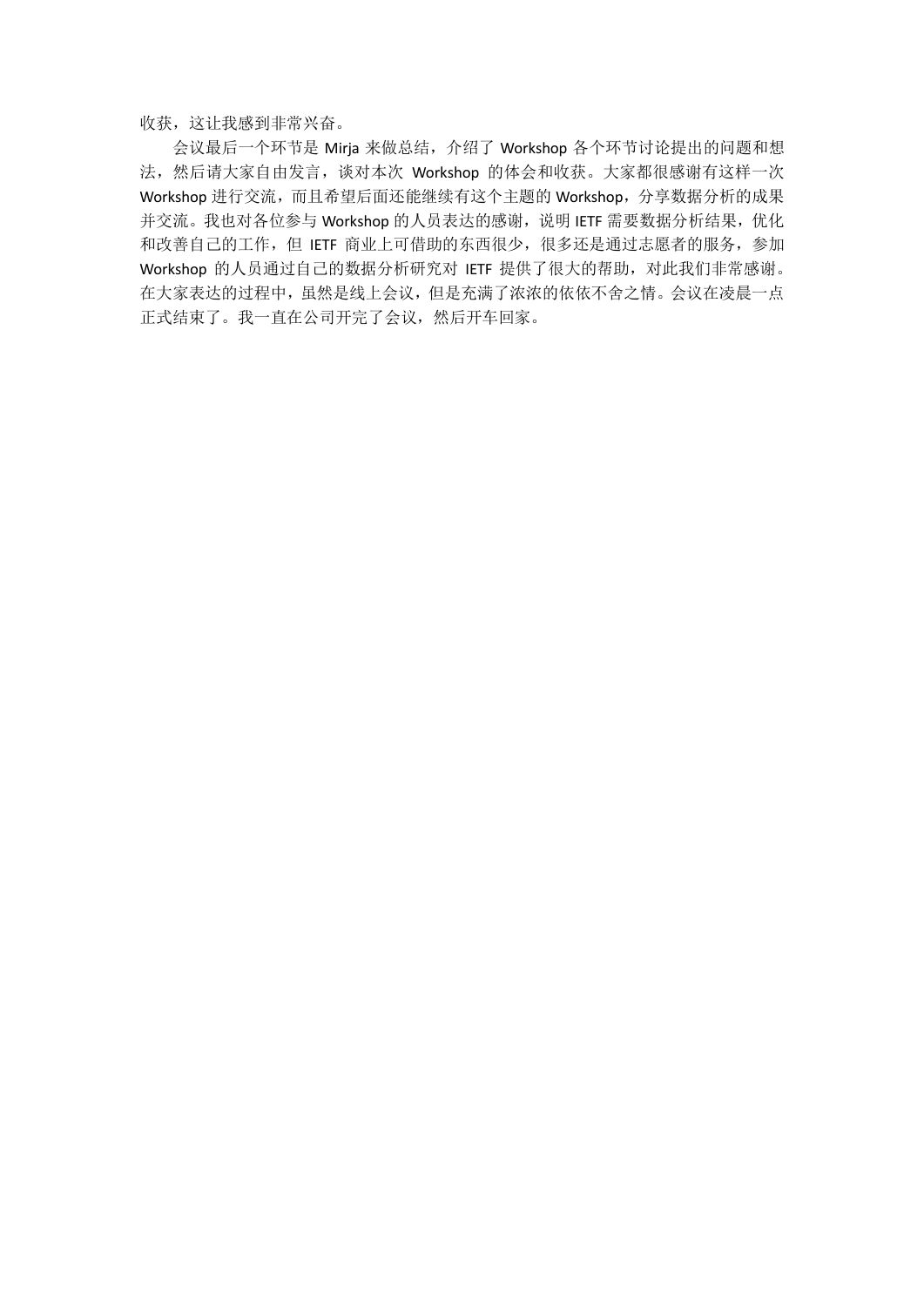收获，这让我感到非常兴奋。

会议最后一个环节是 Mirja 来做总结，介绍了 Workshop 各个环节讨论提出的问题和想法，然后请大家自由发言，谈对本次 Workshop 的体会和收获。大家都很感谢有这样一次 Workshop 进行交流，而且希望后面还能继续有这个主题的 Workshop，分享数据分析的成果并交流。我也对各位参与 Workshop 的人员表达的感谢，说明 IETF 需要数据分析结果，优化和改善自己的工作，但 IETF 商业上可借助的东西很少，很多还是通过志愿者的服务，参加 Workshop 的人员通过自己的数据分析研究对 IETF 提供了很大的帮助，对此我们非常感谢。在大家表达的过程中，虽然是线上会议，但是充满了浓浓的依依不舍之情。会议在凌晨一点正式结束了。我一直在公司开完了会议，然后开车回家。